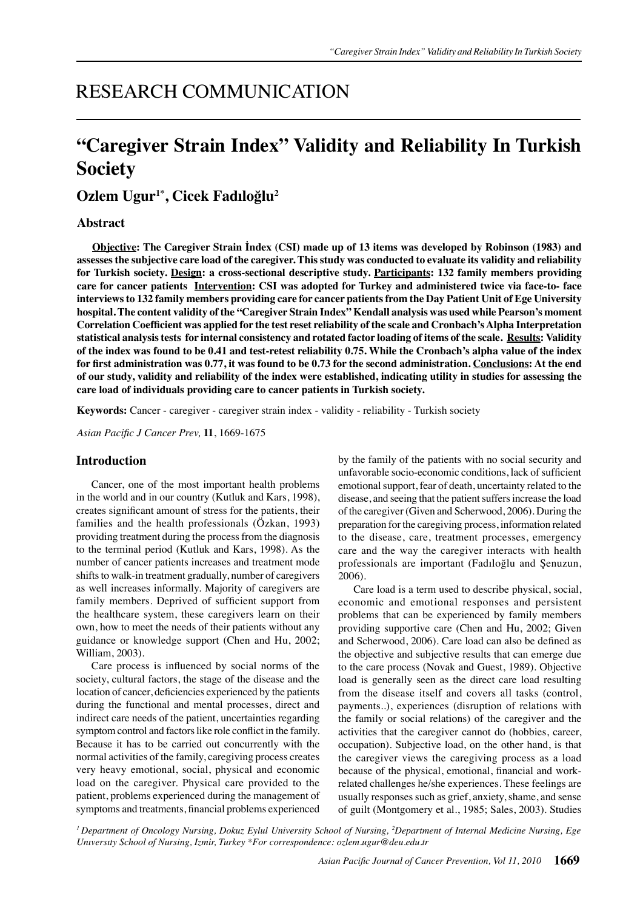RESEARCH COMMUNICATION

# "Caregiver Strain Index" Validity and Reliability In Turkish Society

**Ozlem Ugur[1*], Cicek Fadıloğlu[2]**

## Abstract

**Objective: The Caregiver Strain İndex (CSI) made up of 13 items was developed by Robinson (1983) and assesses the subjective care load of the caregiver. This study was conducted to evaluate its validity and reliability for Turkish society. Design: a cross-sectional descriptive study. Participants: 132 family members providing care for cancer patients Intervention: CSI was adopted for Turkey and administered twice via face-to- face interviews to 132 family members providing care for cancer patients from the Day Patient Unit of Ege University hospital. The content validity of the "Caregiver Strain Index" Kendall analysis was used while Pearson's moment Correlation Coefficient was applied for the test reset reliability of the scale and Cronbach's Alpha Interpretation statistical analysis tests for internal consistency and rotated factor loading of items of the scale. Results: Validity of the index was found to be 0.41 and test-retest reliability 0.75. While the Cronbach's alpha value of the index for first administration was 0.77, it was found to be 0.73 for the second administration. Conclusions: At the end of our study, validity and reliability of the index were established, indicating utility in studies for assessing the care load of individuals providing care to cancer patients in Turkish society.**

**Keywords:** Cancer - caregiver - caregiver strain index - validity - reliability - Turkish society

*Asian Pacific J Cancer Prev,* **11**, 1669-1675

## Introduction

Cancer, one of the most important health problems in the world and in our country (Kutluk and Kars, 1998), creates significant amount of stress for the patients, their families and the health professionals (Özkan, 1993) providing treatment during the process from the diagnosis to the terminal period (Kutluk and Kars, 1998). As the number of cancer patients increases and treatment mode shifts to walk-in treatment gradually, number of caregivers as well increases informally. Majority of caregivers are family members. Deprived of sufficient support from the healthcare system, these caregivers learn on their own, how to meet the needs of their patients without any guidance or knowledge support (Chen and Hu, 2002; William, 2003).

Care process is influenced by social norms of the society, cultural factors, the stage of the disease and the location of cancer, deficiencies experienced by the patients during the functional and mental processes, direct and indirect care needs of the patient, uncertainties regarding symptom control and factors like role conflict in the family. Because it has to be carried out concurrently with the normal activities of the family, caregiving process creates very heavy emotional, social, physical and economic load on the caregiver. Physical care provided to the patient, problems experienced during the management of symptoms and treatments, financial problems experienced by the family of the patients with no social security and unfavorable socio-economic conditions, lack of sufficient emotional support, fear of death, uncertainty related to the disease, and seeing that the patient suffers increase the load of the caregiver (Given and Scherwood, 2006). During the preparation for the caregiving process, information related to the disease, care, treatment processes, emergency care and the way the caregiver interacts with health professionals are important (Fadıloğlu and Şenuzun, 2006).

Care load is a term used to describe physical, social, economic and emotional responses and persistent problems that can be experienced by family members providing supportive care (Chen and Hu, 2002; Given and Scherwood, 2006). Care load can also be defined as the objective and subjective results that can emerge due to the care process (Novak and Guest, 1989). Objective load is generally seen as the direct care load resulting from the disease itself and covers all tasks (control, payments..), experiences (disruption of relations with the family or social relations) of the caregiver and the activities that the caregiver cannot do (hobbies, career, occupation). Subjective load, on the other hand, is that the caregiver views the caregiving process as a load because of the physical, emotional, financial and work-related challenges he/she experiences. These feelings are usually responses such as grief, anxiety, shame, and sense of guilt (Montgomery et al., 1985; Sales, 2003). Studies

*[1] Department of Oncology Nursing, Dokuz Eylul University School of Nursing, [2] Department of Internal Medicine Nursing, Ege University School of Nursing, Izmir, Turkey \*For correspondence: ozlem.ugur@deu.edu.tr*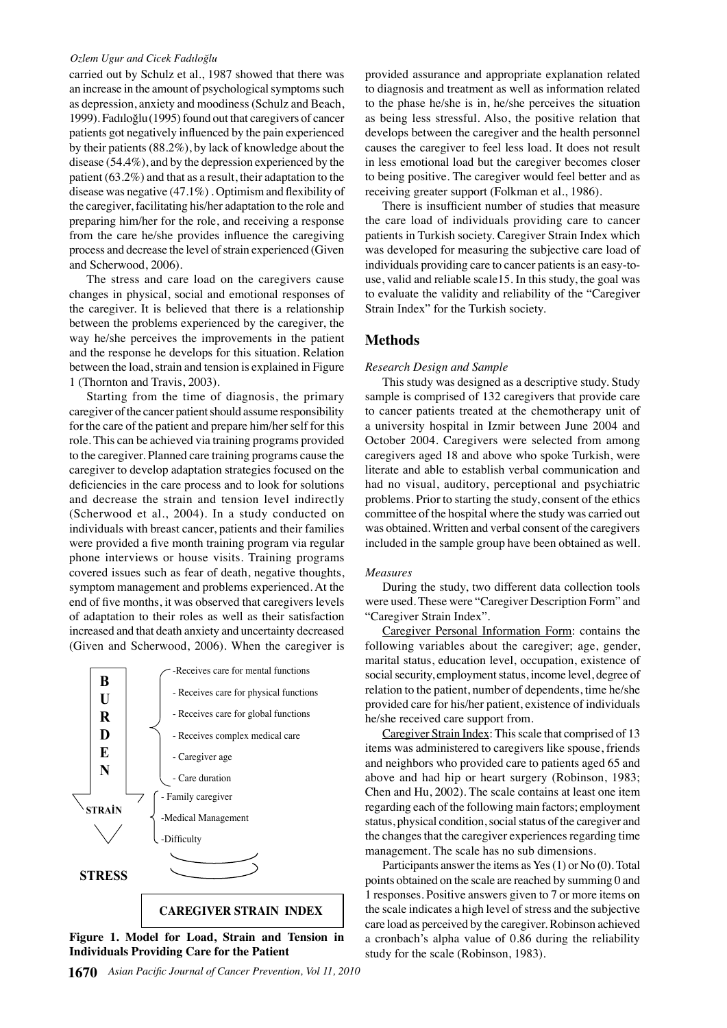carried out by Schulz et al., 1987 showed that there was an increase in the amount of psychological symptoms such as depression, anxiety and moodiness (Schulz and Beach, 1999). Fadıloğlu (1995) found out that caregivers of cancer patients got negatively influenced by the pain experienced by their patients (88.2%), by lack of knowledge about the disease (54.4%), and by the depression experienced by the patient (63.2%) and that as a result, their adaptation to the disease was negative (47.1%) . Optimism and flexibility of the caregiver, facilitating his/her adaptation to the role and preparing him/her for the role, and receiving a response from the care he/she provides influence the caregiving process and decrease the level of strain experienced (Given and Scherwood, 2006).

The stress and care load on the caregivers cause changes in physical, social and emotional responses of the caregiver. It is believed that there is a relationship between the problems experienced by the caregiver, the way he/she perceives the improvements in the patient and the response he develops for this situation. Relation between the load, strain and tension is explained in Figure 1 (Thornton and Travis, 2003).

Starting from the time of diagnosis, the primary caregiver of the cancer patient should assume responsibility for the care of the patient and prepare him/her self for this role. This can be achieved via training programs provided to the caregiver. Planned care training programs cause the caregiver to develop adaptation strategies focused on the deficiencies in the care process and to look for solutions and decrease the strain and tension level indirectly (Scherwood et al., 2004). In a study conducted on individuals with breast cancer, patients and their families were provided a five month training program via regular phone interviews or house visits. Training programs covered issues such as fear of death, negative thoughts, symptom management and problems experienced. At the end of five months, it was observed that caregivers levels of adaptation to their roles as well as their satisfaction increased and that death anxiety and uncertainty decreased (Given and Scherwood, 2006). When the caregiver is

BURDEN
- Receives care for mental functions
- Receives care for physical functions
- Receives care for global functions
- Receives complex medical care
- Caregiver age
- Care duration

STRAİN
- Family caregiver
- Medical Management
- Difficulty

STRESS

CAREGIVER STRAIN INDEX

**Figure 1. Model for Load, Strain and Tension in Individuals Providing Care for the Patient**

provided assurance and appropriate explanation related to diagnosis and treatment as well as information related to the phase he/she is in, he/she perceives the situation as being less stressful. Also, the positive relation that develops between the caregiver and the health personnel causes the caregiver to feel less load. It does not result in less emotional load but the caregiver becomes closer to being positive. The caregiver would feel better and as receiving greater support (Folkman et al., 1986).

There is insufficient number of studies that measure the care load of individuals providing care to cancer patients in Turkish society. Caregiver Strain Index which was developed for measuring the subjective care load of individuals providing care to cancer patients is an easy-to-use, valid and reliable scale15. In this study, the goal was to evaluate the validity and reliability of the "Caregiver Strain Index" for the Turkish society.

## Methods

*Research Design and Sample*

This study was designed as a descriptive study. Study sample is comprised of 132 caregivers that provide care to cancer patients treated at the chemotherapy unit of a university hospital in Izmir between June 2004 and October 2004. Caregivers were selected from among caregivers aged 18 and above who spoke Turkish, were literate and able to establish verbal communication and had no visual, auditory, perceptional and psychiatric problems. Prior to starting the study, consent of the ethics committee of the hospital where the study was carried out was obtained. Written and verbal consent of the caregivers included in the sample group have been obtained as well.

*Measures*

During the study, two different data collection tools were used. These were "Caregiver Description Form" and "Caregiver Strain Index".

Caregiver Personal Information Form: contains the following variables about the caregiver; age, gender, marital status, education level, occupation, existence of social security, employment status, income level, degree of relation to the patient, number of dependents, time he/she provided care for his/her patient, existence of individuals he/she received care support from.

Caregiver Strain Index: This scale that comprised of 13 items was administered to caregivers like spouse, friends and neighbors who provided care to patients aged 65 and above and had hip or heart surgery (Robinson, 1983; Chen and Hu, 2002). The scale contains at least one item regarding each of the following main factors; employment status, physical condition, social status of the caregiver and the changes that the caregiver experiences regarding time management. The scale has no sub dimensions.

Participants answer the items as Yes (1) or No (0). Total points obtained on the scale are reached by summing 0 and 1 responses. Positive answers given to 7 or more items on the scale indicates a high level of stress and the subjective care load as perceived by the caregiver. Robinson achieved a cronbach's alpha value of 0.86 during the reliability study for the scale (Robinson, 1983).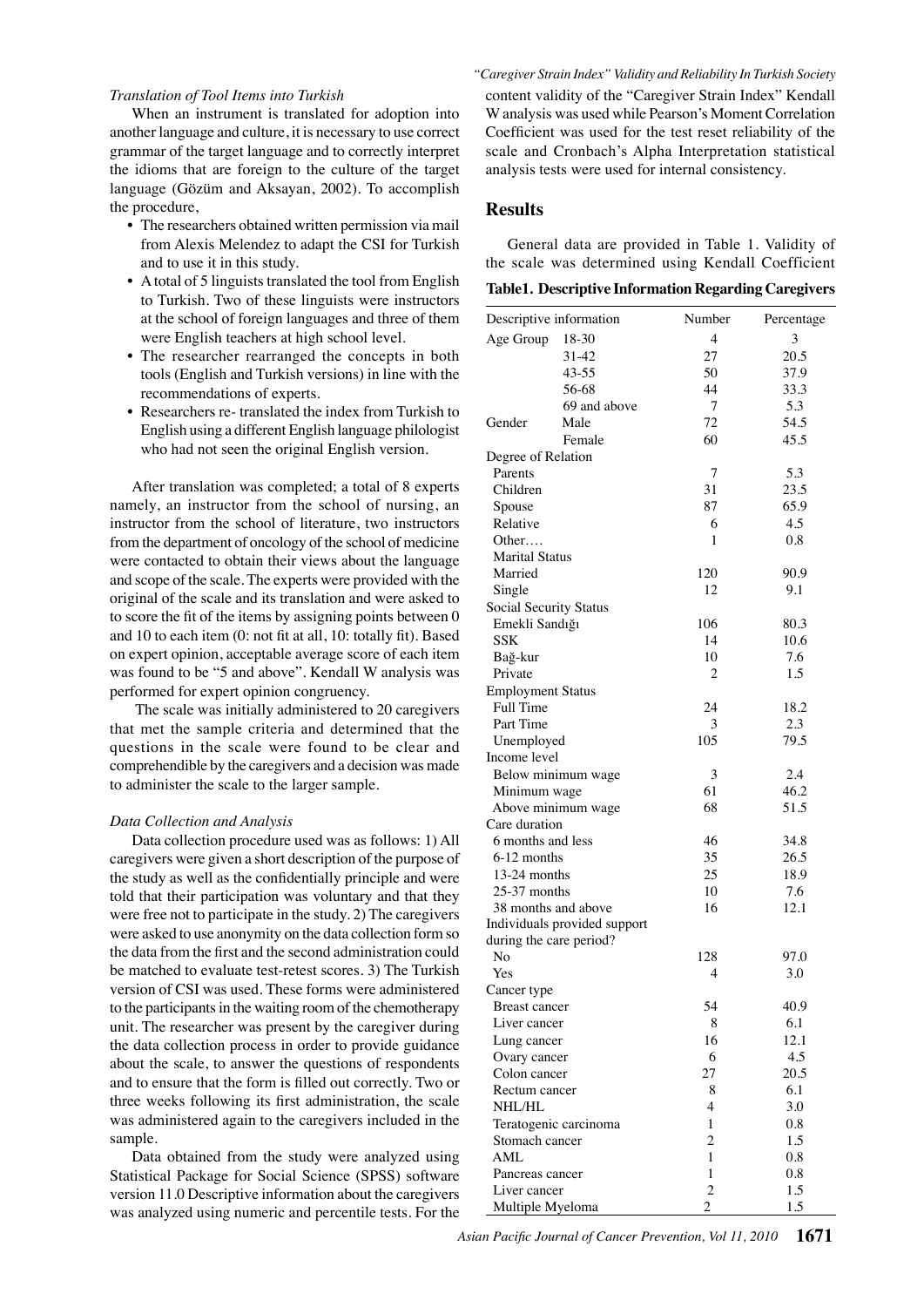*Translation of Tool Items into Turkish*

When an instrument is translated for adoption into another language and culture, it is necessary to use correct grammar of the target language and to correctly interpret the idioms that are foreign to the culture of the target language (Gözüm and Aksayan, 2002). To accomplish the procedure,

- The researchers obtained written permission via mail from Alexis Melendez to adapt the CSI for Turkish and to use it in this study.
- A total of 5 linguists translated the tool from English to Turkish. Two of these linguists were instructors at the school of foreign languages and three of them were English teachers at high school level.
- The researcher rearranged the concepts in both tools (English and Turkish versions) in line with the recommendations of experts.
- Researchers re- translated the index from Turkish to English using a different English language philologist who had not seen the original English version.

After translation was completed; a total of 8 experts namely, an instructor from the school of nursing, an instructor from the school of literature, two instructors from the department of oncology of the school of medicine were contacted to obtain their views about the language and scope of the scale. The experts were provided with the original of the scale and its translation and were asked to to score the fit of the items by assigning points between 0 and 10 to each item (0: not fit at all, 10: totally fit). Based on expert opinion, acceptable average score of each item was found to be "5 and above". Kendall W analysis was performed for expert opinion congruency.

The scale was initially administered to 20 caregivers that met the sample criteria and determined that the questions in the scale were found to be clear and comprehendible by the caregivers and a decision was made to administer the scale to the larger sample.

*Data Collection and Analysis*

Data collection procedure used was as follows: 1) All caregivers were given a short description of the purpose of the study as well as the confidentially principle and were told that their participation was voluntary and that they were free not to participate in the study. 2) The caregivers were asked to use anonymity on the data collection form so the data from the first and the second administration could be matched to evaluate test-retest scores. 3) The Turkish version of CSI was used. These forms were administered to the participants in the waiting room of the chemotherapy unit. The researcher was present by the caregiver during the data collection process in order to provide guidance about the scale, to answer the questions of respondents and to ensure that the form is filled out correctly. Two or three weeks following its first administration, the scale was administered again to the caregivers included in the sample.

Data obtained from the study were analyzed using Statistical Package for Social Science (SPSS) software version 11.0 Descriptive information about the caregivers was analyzed using numeric and percentile tests. For the content validity of the "Caregiver Strain Index" Kendall W analysis was used while Pearson's Moment Correlation Coefficient was used for the test reset reliability of the scale and Cronbach's Alpha Interpretation statistical analysis tests were used for internal consistency.

## Results

General data are provided in Table 1. Validity of the scale was determined using Kendall Coefficient

**Table1. Descriptive Information Regarding Caregivers**

| Descriptive information | | Number | Percentage |
|---|---|---|---|
| Age Group | 18-30 | 4 | 3 |
| | 31-42 | 27 | 20.5 |
| | 43-55 | 50 | 37.9 |
| | 56-68 | 44 | 33.3 |
| | 69 and above | 7 | 5.3 |
| Gender | Male | 72 | 54.5 |
| | Female | 60 | 45.5 |
| Degree of Relation | | | |
| Parents | | 7 | 5.3 |
| Children | | 31 | 23.5 |
| Spouse | | 87 | 65.9 |
| Relative | | 6 | 4.5 |
| Other…. | | 1 | 0.8 |
| Marital Status | | | |
| Married | | 120 | 90.9 |
| Single | | 12 | 9.1 |
| Social Security Status | | | |
| Emekli Sandığı | | 106 | 80.3 |
| SSK | | 14 | 10.6 |
| Bağ-kur | | 10 | 7.6 |
| Private | | 2 | 1.5 |
| Employment Status | | | |
| Full Time | | 24 | 18.2 |
| Part Time | | 3 | 2.3 |
| Unemployed | | 105 | 79.5 |
| Income level | | | |
| Below minimum wage | | 3 | 2.4 |
| Minimum wage | | 61 | 46.2 |
| Above minimum wage | | 68 | 51.5 |
| Care duration | | | |
| 6 months and less | | 46 | 34.8 |
| 6-12 months | | 35 | 26.5 |
| 13-24 months | | 25 | 18.9 |
| 25-37 months | | 10 | 7.6 |
| 38 months and above | | 16 | 12.1 |
| Individuals provided support during the care period? | | | |
| No | | 128 | 97.0 |
| Yes | | 4 | 3.0 |
| Cancer type | | | |
| Breast cancer | | 54 | 40.9 |
| Liver cancer | | 8 | 6.1 |
| Lung cancer | | 16 | 12.1 |
| Ovary cancer | | 6 | 4.5 |
| Colon cancer | | 27 | 20.5 |
| Rectum cancer | | 8 | 6.1 |
| NHL/HL | | 4 | 3.0 |
| Teratogenic carcinoma | | 1 | 0.8 |
| Stomach cancer | | 2 | 1.5 |
| AML | | 1 | 0.8 |
| Pancreas cancer | | 1 | 0.8 |
| Liver cancer | | 2 | 1.5 |
| Multiple Myeloma | | 2 | 1.5 |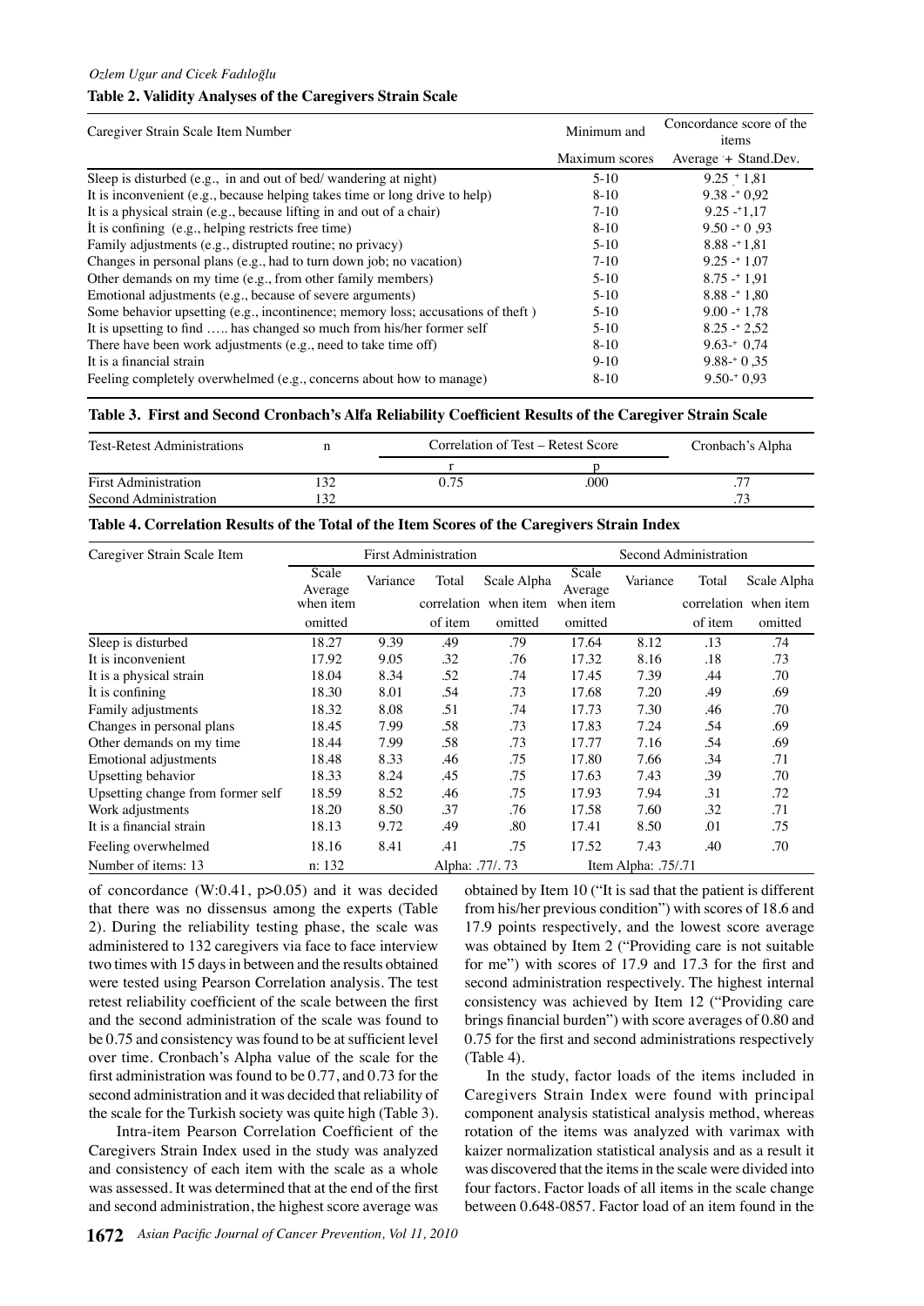**Table 2. Validity Analyses of the Caregivers Strain Scale**

| Caregiver Strain Scale Item Number | Minimum and Maximum scores | Concordance score of the items Average -+ Stand.Dev. |
|---|---|---|
| Sleep is disturbed (e.g., in and out of bed/ wandering at night) | 5-10 | 9.25 -+ 1,81 |
| It is inconvenient (e.g., because helping takes time or long drive to help) | 8-10 | 9.38 -+ 0,92 |
| It is a physical strain (e.g., because lifting in and out of a chair) | 7-10 | 9.25 -+1,17 |
| İt is confining (e.g., helping restricts free time) | 8-10 | 9.50 -+ 0 ,93 |
| Family adjustments (e.g., distrupted routine; no privacy) | 5-10 | 8.88 -+1,81 |
| Changes in personal plans (e.g., had to turn down job; no vacation) | 7-10 | 9.25 -+ 1,07 |
| Other demands on my time (e.g., from other family members) | 5-10 | 8.75 -+ 1,91 |
| Emotional adjustments (e.g., because of severe arguments) | 5-10 | 8.88 -+ 1,80 |
| Some behavior upsetting (e.g., incontinence; memory loss; accusations of theft ) | 5-10 | 9.00 -+ 1,78 |
| It is upsetting to find ….. has changed so much from his/her former self | 5-10 | 8.25 -+ 2,52 |
| There have been work adjustments (e.g., need to take time off) | 8-10 | 9.63-+ 0,74 |
| It is a financial strain | 9-10 | 9.88-+ 0 ,35 |
| Feeling completely overwhelmed (e.g., concerns about how to manage) | 8-10 | 9.50-+ 0,93 |

**Table 3. First and Second Cronbach's Alfa Reliability Coefficient Results of the Caregiver Strain Scale**

| Test-Retest Administrations | n | Correlation of Test – Retest Score | | Cronbach's Alpha |
|---|---|---|---|---|
| | | r | p | |
| First Administration | 132 | 0.75 | .000 | .77 |
| Second Administration | 132 | | | .73 |

**Table 4. Correlation Results of the Total of the Item Scores of the Caregivers Strain Index**

| Caregiver Strain Scale Item | First Administration | | | | Second Administration | | | |
|---|---|---|---|---|---|---|---|---|
| | Scale Average when item omitted | Variance | Total correlation of item | Scale Alpha when item omitted | Scale Average when item omitted | Variance | Total correlation of item | Scale Alpha when item omitted |
| Sleep is disturbed | 18.27 | 9.39 | .49 | .79 | 17.64 | 8.12 | .13 | .74 |
| It is inconvenient | 17.92 | 9.05 | .32 | .76 | 17.32 | 8.16 | .18 | .73 |
| It is a physical strain | 18.04 | 8.34 | .52 | .74 | 17.45 | 7.39 | .44 | .70 |
| İt is confining | 18.30 | 8.01 | .54 | .73 | 17.68 | 7.20 | .49 | .69 |
| Family adjustments | 18.32 | 8.08 | .51 | .74 | 17.73 | 7.30 | .46 | .70 |
| Changes in personal plans | 18.45 | 7.99 | .58 | .73 | 17.83 | 7.24 | .54 | .69 |
| Other demands on my time | 18.44 | 7.99 | .58 | .73 | 17.77 | 7.16 | .54 | .69 |
| Emotional adjustments | 18.48 | 8.33 | .46 | .75 | 17.80 | 7.66 | .34 | .71 |
| Upsetting behavior | 18.33 | 8.24 | .45 | .75 | 17.63 | 7.43 | .39 | .70 |
| Upsetting change from former self | 18.59 | 8.52 | .46 | .75 | 17.93 | 7.94 | .31 | .72 |
| Work adjustments | 18.20 | 8.50 | .37 | .76 | 17.58 | 7.60 | .32 | .71 |
| It is a financial strain | 18.13 | 9.72 | .49 | .80 | 17.41 | 8.50 | .01 | .75 |
| Feeling overwhelmed | 18.16 | 8.41 | .41 | .75 | 17.52 | 7.43 | .40 | .70 |
| Number of items: 13 | n: 132 | | Alpha: .77/.73 | | Item Alpha: .75/.71 | | | |

of concordance (W:0.41, p>0.05) and it was decided that there was no dissensus among the experts (Table 2). During the reliability testing phase, the scale was administered to 132 caregivers via face to face interview two times with 15 days in between and the results obtained were tested using Pearson Correlation analysis. The test retest reliability coefficient of the scale between the first and the second administration of the scale was found to be 0.75 and consistency was found to be at sufficient level over time. Cronbach's Alpha value of the scale for the first administration was found to be 0.77, and 0.73 for the second administration and it was decided that reliability of the scale for the Turkish society was quite high (Table 3).

Intra-item Pearson Correlation Coefficient of the Caregivers Strain Index used in the study was analyzed and consistency of each item with the scale as a whole was assessed. It was determined that at the end of the first and second administration, the highest score average was obtained by Item 10 ("It is sad that the patient is different from his/her previous condition") with scores of 18.6 and 17.9 points respectively, and the lowest score average was obtained by Item 2 ("Providing care is not suitable for me") with scores of 17.9 and 17.3 for the first and second administration respectively. The highest internal consistency was achieved by Item 12 ("Providing care brings financial burden") with score averages of 0.80 and 0.75 for the first and second administrations respectively (Table 4).

In the study, factor loads of the items included in Caregivers Strain Index were found with principal component analysis statistical analysis method, whereas rotation of the items was analyzed with varimax with kaizer normalization statistical analysis and as a result it was discovered that the items in the scale were divided into four factors. Factor loads of all items in the scale change between 0.648-0857. Factor load of an item found in the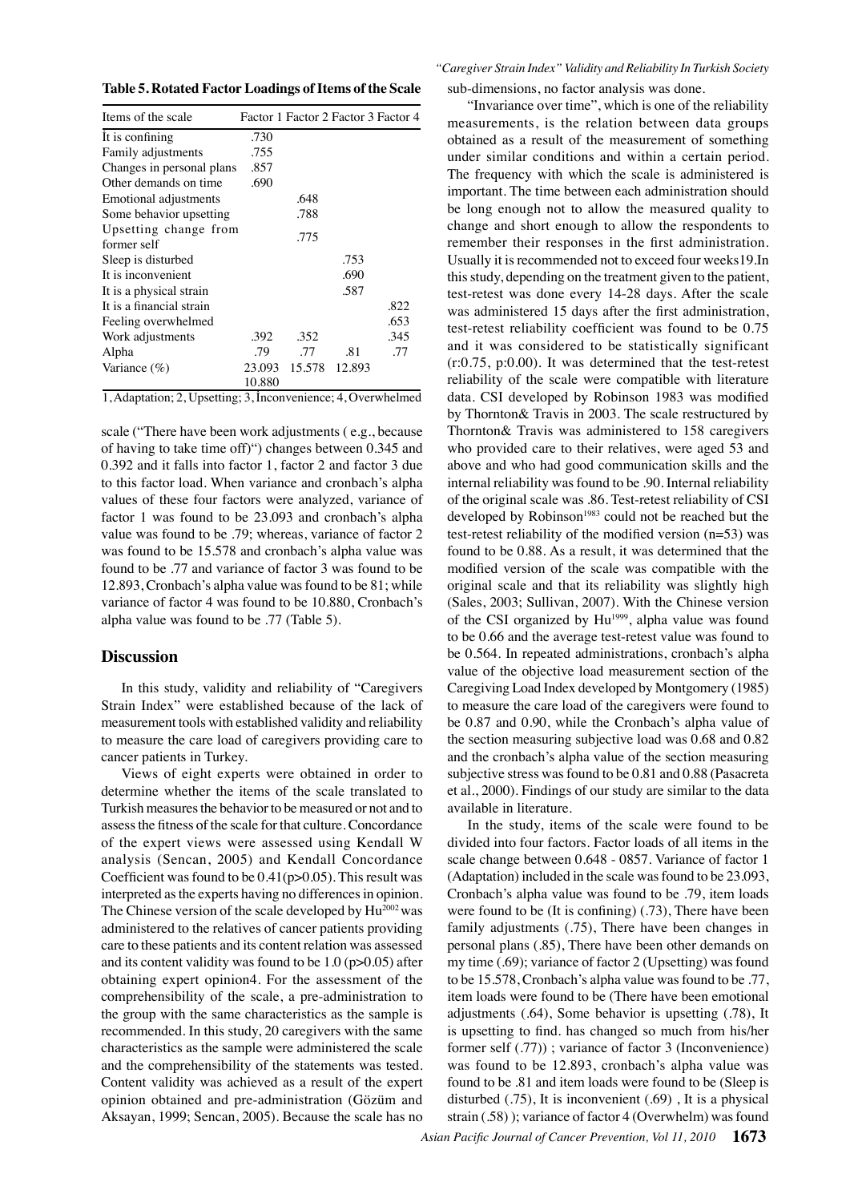**Table 5. Rotated Factor Loadings of Items of the Scale**

| Items of the scale | Factor 1 | Factor 2 | Factor 3 | Factor 4 |
|---|---|---|---|---|
| It is confining | .730 | | | |
| Family adjustments | .755 | | | |
| Changes in personal plans | .857 | | | |
| Other demands on time | .690 | | | |
| Emotional adjustments | | .648 | | |
| Some behavior upsetting | | .788 | | |
| Upsetting change from former self | | .775 | | |
| Sleep is disturbed | | | .753 | |
| It is inconvenient | | | .690 | |
| It is a physical strain | | | .587 | |
| It is a financial strain | | | | .822 |
| Feeling overwhelmed | | | | .653 |
| Work adjustments | .392 | .352 | | .345 |
| Alpha | .79 | .77 | .81 | .77 |
| Variance (%) | 23.093 | 15.578 | 12.893 | 10.880 |

1, Adaptation; 2, Upsetting; 3, Inconvenience; 4, Overwhelmed

scale ("There have been work adjustments ( e.g., because of having to take time off)") changes between 0.345 and 0.392 and it falls into factor 1, factor 2 and factor 3 due to this factor load. When variance and cronbach's alpha values of these four factors were analyzed, variance of factor 1 was found to be 23.093 and cronbach's alpha value was found to be .79; whereas, variance of factor 2 was found to be 15.578 and cronbach's alpha value was found to be .77 and variance of factor 3 was found to be 12.893, Cronbach's alpha value was found to be 81; while variance of factor 4 was found to be 10.880, Cronbach's alpha value was found to be .77 (Table 5).

## Discussion

In this study, validity and reliability of "Caregivers Strain Index" were established because of the lack of measurement tools with established validity and reliability to measure the care load of caregivers providing care to cancer patients in Turkey.

Views of eight experts were obtained in order to determine whether the items of the scale translated to Turkish measures the behavior to be measured or not and to assess the fitness of the scale for that culture. Concordance of the expert views were assessed using Kendall W analysis (Sencan, 2005) and Kendall Concordance Coefficient was found to be 0.41(p>0.05). This result was interpreted as the experts having no differences in opinion. The Chinese version of the scale developed by Hu[2002] was administered to the relatives of cancer patients providing care to these patients and its content relation was assessed and its content validity was found to be 1.0 (p>0.05) after obtaining expert opinion4. For the assessment of the comprehensibility of the scale, a pre-administration to the group with the same characteristics as the sample is recommended. In this study, 20 caregivers with the same characteristics as the sample were administered the scale and the comprehensibility of the statements was tested. Content validity was achieved as a result of the expert opinion obtained and pre-administration (Gözüm and Aksayan, 1999; Sencan, 2005). Because the scale has no sub-dimensions, no factor analysis was done.

"Invariance over time", which is one of the reliability measurements, is the relation between data groups obtained as a result of the measurement of something under similar conditions and within a certain period. The frequency with which the scale is administered is important. The time between each administration should be long enough not to allow the measured quality to change and short enough to allow the respondents to remember their responses in the first administration. Usually it is recommended not to exceed four weeks19.In this study, depending on the treatment given to the patient, test-retest was done every 14-28 days. After the scale was administered 15 days after the first administration, test-retest reliability coefficient was found to be 0.75 and it was considered to be statistically significant (r:0.75, p:0.00). It was determined that the test-retest reliability of the scale were compatible with literature data. CSI developed by Robinson 1983 was modified by Thornton& Travis in 2003. The scale restructured by Thornton& Travis was administered to 158 caregivers who provided care to their relatives, were aged 53 and above and who had good communication skills and the internal reliability was found to be .90. Internal reliability of the original scale was .86. Test-retest reliability of CSI developed by Robinson[1983] could not be reached but the test-retest reliability of the modified version (n=53) was found to be 0.88. As a result, it was determined that the modified version of the scale was compatible with the original scale and that its reliability was slightly high (Sales, 2003; Sullivan, 2007). With the Chinese version of the CSI organized by Hu[1999], alpha value was found to be 0.66 and the average test-retest value was found to be 0.564. In repeated administrations, cronbach's alpha value of the objective load measurement section of the Caregiving Load Index developed by Montgomery (1985) to measure the care load of the caregivers were found to be 0.87 and 0.90, while the Cronbach's alpha value of the section measuring subjective load was 0.68 and 0.82 and the cronbach's alpha value of the section measuring subjective stress was found to be 0.81 and 0.88 (Pasacreta et al., 2000). Findings of our study are similar to the data available in literature.

In the study, items of the scale were found to be divided into four factors. Factor loads of all items in the scale change between 0.648 - 0857. Variance of factor 1 (Adaptation) included in the scale was found to be 23.093, Cronbach's alpha value was found to be .79, item loads were found to be (It is confining) (.73), There have been family adjustments (.75), There have been changes in personal plans (.85), There have been other demands on my time (.69); variance of factor 2 (Upsetting) was found to be 15.578, Cronbach's alpha value was found to be .77, item loads were found to be (There have been emotional adjustments (.64), Some behavior is upsetting (.78), It is upsetting to find. has changed so much from his/her former self (.77)) ; variance of factor 3 (Inconvenience) was found to be 12.893, cronbach's alpha value was found to be .81 and item loads were found to be (Sleep is disturbed (.75), It is inconvenient (.69) , It is a physical strain (.58) ); variance of factor 4 (Overwhelm) was found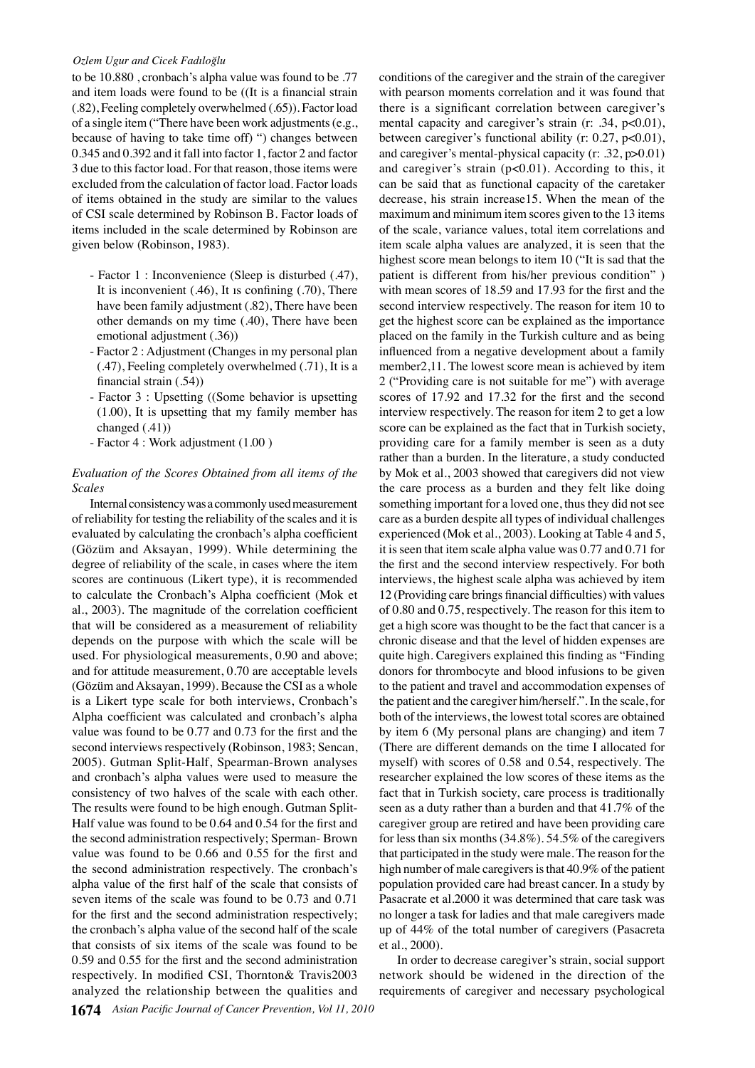to be 10.880 , cronbach's alpha value was found to be .77 and item loads were found to be ((It is a financial strain (.82), Feeling completely overwhelmed (.65)). Factor load of a single item ("There have been work adjustments (e.g., because of having to take time off) ") changes between 0.345 and 0.392 and it fall into factor 1, factor 2 and factor 3 due to this factor load. For that reason, those items were excluded from the calculation of factor load. Factor loads of items obtained in the study are similar to the values of CSI scale determined by Robinson B. Factor loads of items included in the scale determined by Robinson are given below (Robinson, 1983).

- Factor 1 : Inconvenience (Sleep is disturbed (.47), It is inconvenient (.46), It ıs confining (.70), There have been family adjustment (.82), There have been other demands on my time (.40), There have been emotional adjustment (.36))
- Factor 2 : Adjustment (Changes in my personal plan (.47), Feeling completely overwhelmed (.71), It is a financial strain (.54))
- Factor 3 : Upsetting ((Some behavior is upsetting (1.00), It is upsetting that my family member has changed (.41))
- Factor 4 : Work adjustment (1.00 )

*Evaluation of the Scores Obtained from all items of the Scales*

Internal consistency was a commonly used measurement of reliability for testing the reliability of the scales and it is evaluated by calculating the cronbach's alpha coefficient (Gözüm and Aksayan, 1999). While determining the degree of reliability of the scale, in cases where the item scores are continuous (Likert type), it is recommended to calculate the Cronbach's Alpha coefficient (Mok et al., 2003). The magnitude of the correlation coefficient that will be considered as a measurement of reliability depends on the purpose with which the scale will be used. For physiological measurements, 0.90 and above; and for attitude measurement, 0.70 are acceptable levels (Gözüm and Aksayan, 1999). Because the CSI as a whole is a Likert type scale for both interviews, Cronbach's Alpha coefficient was calculated and cronbach's alpha value was found to be 0.77 and 0.73 for the first and the second interviews respectively (Robinson, 1983; Sencan, 2005). Gutman Split-Half, Spearman-Brown analyses and cronbach's alpha values were used to measure the consistency of two halves of the scale with each other. The results were found to be high enough. Gutman Split-Half value was found to be 0.64 and 0.54 for the first and the second administration respectively; Sperman- Brown value was found to be 0.66 and 0.55 for the first and the second administration respectively. The cronbach's alpha value of the first half of the scale that consists of seven items of the scale was found to be 0.73 and 0.71 for the first and the second administration respectively; the cronbach's alpha value of the second half of the scale that consists of six items of the scale was found to be 0.59 and 0.55 for the first and the second administration respectively. In modified CSI, Thornton& Travis2003 analyzed the relationship between the qualities and conditions of the caregiver and the strain of the caregiver with pearson moments correlation and it was found that there is a significant correlation between caregiver's mental capacity and caregiver's strain (r: .34, $p<0.01$), between caregiver's functional ability (r: 0.27, $p<0.01$), and caregiver's mental-physical capacity (r: .32, $p>0.01$) and caregiver's strain ($p<0.01$). According to this, it can be said that as functional capacity of the caretaker decrease, his strain increase15. When the mean of the maximum and minimum item scores given to the 13 items of the scale, variance values, total item correlations and item scale alpha values are analyzed, it is seen that the highest score mean belongs to item 10 ("It is sad that the patient is different from his/her previous condition" ) with mean scores of 18.59 and 17.93 for the first and the second interview respectively. The reason for item 10 to get the highest score can be explained as the importance placed on the family in the Turkish culture and as being influenced from a negative development about a family member2,11. The lowest score mean is achieved by item 2 ("Providing care is not suitable for me") with average scores of 17.92 and 17.32 for the first and the second interview respectively. The reason for item 2 to get a low score can be explained as the fact that in Turkish society, providing care for a family member is seen as a duty rather than a burden. In the literature, a study conducted by Mok et al., 2003 showed that caregivers did not view the care process as a burden and they felt like doing something important for a loved one, thus they did not see care as a burden despite all types of individual challenges experienced (Mok et al., 2003). Looking at Table 4 and 5, it is seen that item scale alpha value was 0.77 and 0.71 for the first and the second interview respectively. For both interviews, the highest scale alpha was achieved by item 12 (Providing care brings financial difficulties) with values of 0.80 and 0.75, respectively. The reason for this item to get a high score was thought to be the fact that cancer is a chronic disease and that the level of hidden expenses are quite high. Caregivers explained this finding as "Finding donors for thrombocyte and blood infusions to be given to the patient and travel and accommodation expenses of the patient and the caregiver him/herself.". In the scale, for both of the interviews, the lowest total scores are obtained by item 6 (My personal plans are changing) and item 7 (There are different demands on the time I allocated for myself) with scores of 0.58 and 0.54, respectively. The researcher explained the low scores of these items as the fact that in Turkish society, care process is traditionally seen as a duty rather than a burden and that 41.7% of the caregiver group are retired and have been providing care for less than six months (34.8%). 54.5% of the caregivers that participated in the study were male. The reason for the high number of male caregivers is that 40.9% of the patient population provided care had breast cancer. In a study by Pasacrate et al.2000 it was determined that care task was no longer a task for ladies and that male caregivers made up of 44% of the total number of caregivers (Pasacreta et al., 2000).

In order to decrease caregiver's strain, social support network should be widened in the direction of the requirements of caregiver and necessary psychological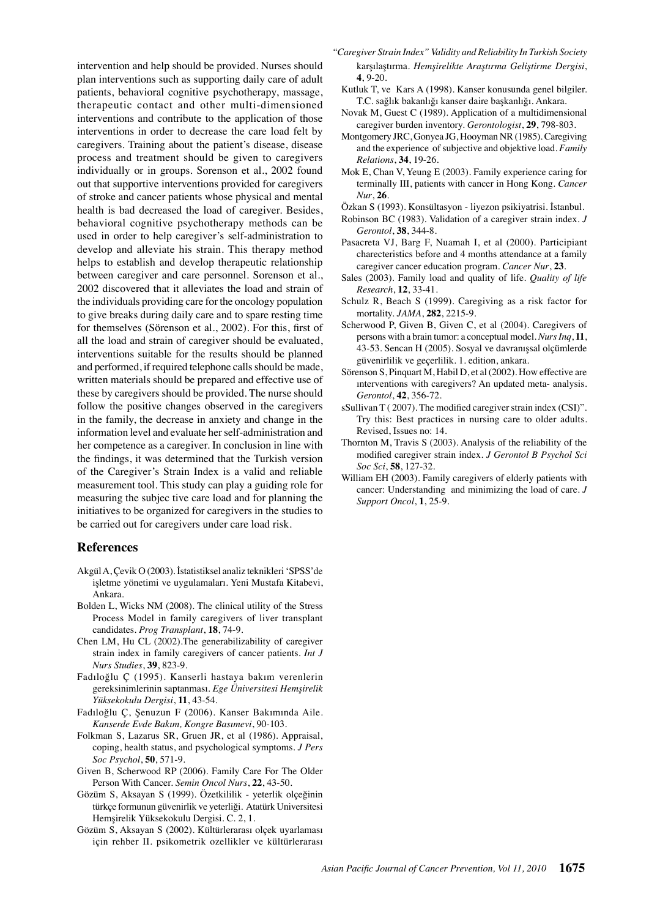intervention and help should be provided. Nurses should plan interventions such as supporting daily care of adult patients, behavioral cognitive psychotherapy, massage, therapeutic contact and other multi-dimensioned interventions and contribute to the application of those interventions in order to decrease the care load felt by caregivers. Training about the patient's disease, disease process and treatment should be given to caregivers individually or in groups. Sorenson et al., 2002 found out that supportive interventions provided for caregivers of stroke and cancer patients whose physical and mental health is bad decreased the load of caregiver. Besides, behavioral cognitive psychotherapy methods can be used in order to help caregiver's self-administration to develop and alleviate his strain. This therapy method helps to establish and develop therapeutic relationship between caregiver and care personnel. Sorenson et al., 2002 discovered that it alleviates the load and strain of the individuals providing care for the oncology population to give breaks during daily care and to spare resting time for themselves (Sörenson et al., 2002). For this, first of all the load and strain of caregiver should be evaluated, interventions suitable for the results should be planned and performed, if required telephone calls should be made, written materials should be prepared and effective use of these by caregivers should be provided. The nurse should follow the positive changes observed in the caregivers in the family, the decrease in anxiety and change in the information level and evaluate her self-administration and her competence as a caregiver. In conclusion in line with the findings, it was determined that the Turkish version of the Caregiver's Strain Index is a valid and reliable measurement tool. This study can play a guiding role for measuring the subjec tive care load and for planning the initiatives to be organized for caregivers in the studies to be carried out for caregivers under care load risk.

## References

Akgül A, Çevik O (2003). İstatistiksel analiz teknikleri 'SPSS'de işletme yönetimi ve uygulamaları. Yeni Mustafa Kitabevi, Ankara.

Bolden L, Wicks NM (2008). The clinical utility of the Stress Process Model in family caregivers of liver transplant candidates. *Prog Transplant*, **18**, 74-9.

Chen LM, Hu CL (2002).The generabilizability of caregiver strain index in family caregivers of cancer patients. *Int J Nurs Studies*, **39**, 823-9.

Fadıloğlu Ç (1995). Kanserli hastaya bakım verenlerin gereksinimlerinin saptanması. *Ege Üniversitesi Hemşirelik Yüksekokulu Dergisi*, **11**, 43-54.

Fadıloğlu Ç, Şenuzun F (2006). Kanser Bakımında Aile. *Kanserde Evde Bakım, Kongre Basımevi*, 90-103.

Folkman S, Lazarus SR, Gruen JR, et al (1986). Appraisal, coping, health status, and psychological symptoms. *J Pers Soc Psychol*, **50**, 571-9.

Given B, Scherwood RP (2006). Family Care For The Older Person With Cancer. *Semin Oncol Nurs*, **22**, 43-50.

Gözüm S, Aksayan S (1999). Özetkililik - yeterlik olçeğinin türkçe formunun güvenirlik ve yeterliği. Atatürk Universitesi Hemşirelik Yüksekokulu Dergisi. C. 2, 1.

Gözüm S, Aksayan S (2002). Kültürlerarası olçek uyarlaması için rehber II. psikometrik ozellikler ve kültürlerarası karşılaştırma. *Hemşirelikte Araştırma Geliştirme Dergisi*, **4**, 9-20.

Kutluk T, ve Kars A (1998). Kanser konusunda genel bilgiler. T.C. sağlık bakanlığı kanser daire başkanlığı. Ankara.

Novak M, Guest C (1989). Application of a multidimensional caregiver burden inventory. *Gerontologist*, **29**, 798-803.

Montgomery JRC, Gonyea JG, Hooyman NR (1985). Caregiving and the experience of subjective and objektive load. *Family Relations*, **34**, 19-26.

Mok E, Chan V, Yeung E (2003). Family experience caring for terminally III, patients with cancer in Hong Kong. *Cancer Nur*, **26**.

Özkan S (1993). Konsültasyon - liyezon psikiyatrisi. İstanbul.

Robinson BC (1983). Validation of a caregiver strain index. *J Gerontol*, **38**, 344-8.

Pasacreta VJ, Barg F, Nuamah I, et al (2000). Participiant charecteristics before and 4 months attendance at a family caregiver cancer education program. *Cancer Nur*, **23**.

Sales (2003). Family load and quality of life. *Quality of life Research*, **12**, 33-41.

Schulz R, Beach S (1999). Caregiving as a risk factor for mortality. *JAMA*, **282**, 2215-9.

Scherwood P, Given B, Given C, et al (2004). Caregivers of persons with a brain tumor: a conceptual model. *Nurs Inq*, **11**, 43-53. Sencan H (2005). Sosyal ve davranışsal olçümlerde güvenirlilik ve geçerlilik. 1. edition, ankara.

Sörenson S, Pinquart M, Habil D, et al (2002). How effective are ınterventions with caregivers? An updated meta- analysis. *Gerontol*, **42**, 356-72.

sSullivan T ( 2007). The modified caregiver strain index (CSI)". Try this: Best practices in nursing care to older adults. Revised, Issues no: 14.

Thornton M, Travis S (2003). Analysis of the reliability of the modified caregiver strain index. *J Gerontol B Psychol Sci Soc Sci*, **58**, 127-32.

William EH (2003). Family caregivers of elderly patients with cancer: Understanding and minimizing the load of care. *J Support Oncol*, **1**, 25-9.